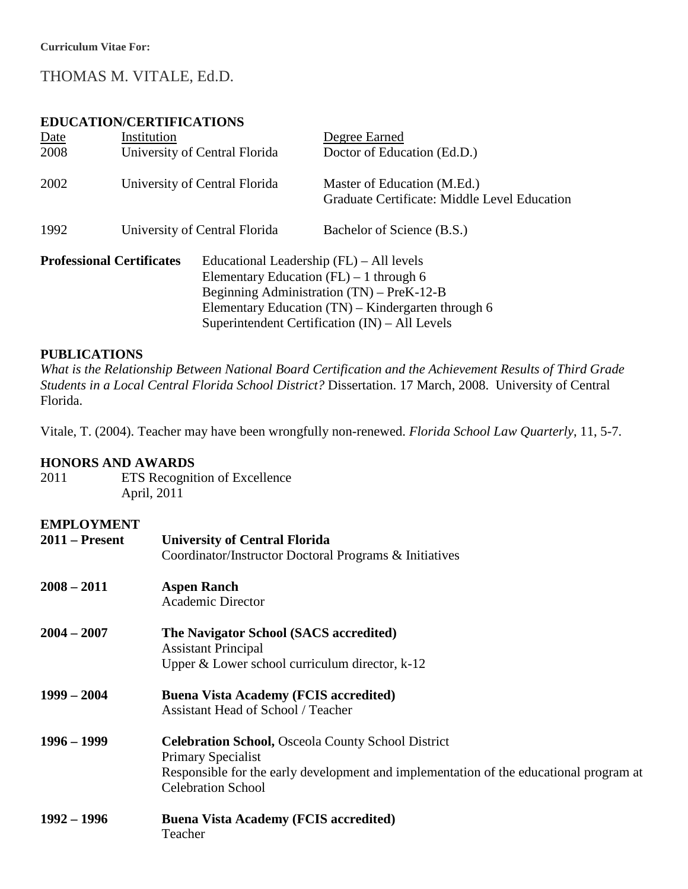**Curriculum Vitae For:**

# THOMAS M. VITALE, Ed.D.

## EDUCATION/CERTIFICATIONS

| Date | Institution | Degree Earned |
|---|---|---|
| 2008 | University of Central Florida | Doctor of Education (Ed.D.) |
| 2002 | University of Central Florida | Master of Education (M.Ed.)<br>Graduate Certificate: Middle Level Education |
| 1992 | University of Central Florida | Bachelor of Science (B.S.) |

**Professional Certificates**

- Educational Leadership (FL) – All levels
- Elementary Education (FL) – 1 through 6
- Beginning Administration (TN) – PreK-12-B
- Elementary Education (TN) – Kindergarten through 6
- Superintendent Certification (IN) – All Levels

## PUBLICATIONS

*What is the Relationship Between National Board Certification and the Achievement Results of Third Grade Students in a Local Central Florida School District?* Dissertation. 17 March, 2008. University of Central Florida.

Vitale, T. (2004). Teacher may have been wrongfully non-renewed. *Florida School Law Quarterly*, 11, 5-7.

## HONORS AND AWARDS

2011 ETS Recognition of Excellence
April, 2011

## EMPLOYMENT

**2011 – Present** **University of Central Florida**
Coordinator/Instructor Doctoral Programs & Initiatives

**2008 – 2011** **Aspen Ranch**
Academic Director

**2004 – 2007** **The Navigator School (SACS accredited)**
Assistant Principal
Upper & Lower school curriculum director, k-12

**1999 – 2004** **Buena Vista Academy (FCIS accredited)**
Assistant Head of School / Teacher

**1996 – 1999** **Celebration School,** Osceola County School District
Primary Specialist
Responsible for the early development and implementation of the educational program at Celebration School

**1992 – 1996** **Buena Vista Academy (FCIS accredited)**
Teacher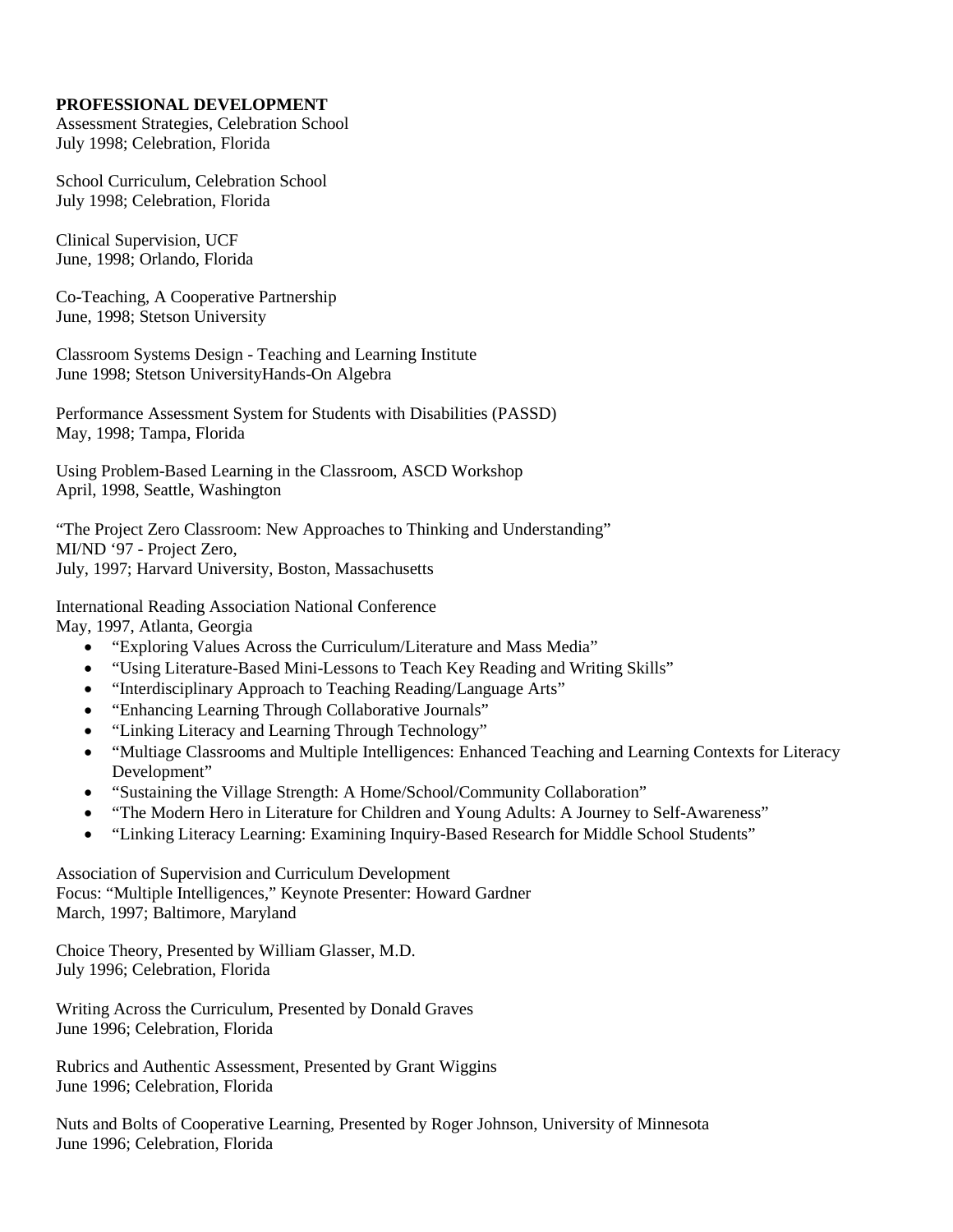**PROFESSIONAL DEVELOPMENT**

Assessment Strategies, Celebration School
July 1998; Celebration, Florida

School Curriculum, Celebration School
July 1998; Celebration, Florida

Clinical Supervision, UCF
June, 1998; Orlando, Florida

Co-Teaching, A Cooperative Partnership
June, 1998; Stetson University

Classroom Systems Design - Teaching and Learning Institute
June 1998; Stetson UniversityHands-On Algebra

Performance Assessment System for Students with Disabilities (PASSD)
May, 1998; Tampa, Florida

Using Problem-Based Learning in the Classroom, ASCD Workshop
April, 1998, Seattle, Washington

"The Project Zero Classroom: New Approaches to Thinking and Understanding"
MI/ND '97 - Project Zero,
July, 1997; Harvard University, Boston, Massachusetts

International Reading Association National Conference
May, 1997, Atlanta, Georgia

- "Exploring Values Across the Curriculum/Literature and Mass Media"
- "Using Literature-Based Mini-Lessons to Teach Key Reading and Writing Skills"
- "Interdisciplinary Approach to Teaching Reading/Language Arts"
- "Enhancing Learning Through Collaborative Journals"
- "Linking Literacy and Learning Through Technology"
- "Multiage Classrooms and Multiple Intelligences: Enhanced Teaching and Learning Contexts for Literacy Development"
- "Sustaining the Village Strength: A Home/School/Community Collaboration"
- "The Modern Hero in Literature for Children and Young Adults: A Journey to Self-Awareness"
- "Linking Literacy Learning: Examining Inquiry-Based Research for Middle School Students"

Association of Supervision and Curriculum Development
Focus: "Multiple Intelligences," Keynote Presenter: Howard Gardner
March, 1997; Baltimore, Maryland

Choice Theory, Presented by William Glasser, M.D.
July 1996; Celebration, Florida

Writing Across the Curriculum, Presented by Donald Graves
June 1996; Celebration, Florida

Rubrics and Authentic Assessment, Presented by Grant Wiggins
June 1996; Celebration, Florida

Nuts and Bolts of Cooperative Learning, Presented by Roger Johnson, University of Minnesota
June 1996; Celebration, Florida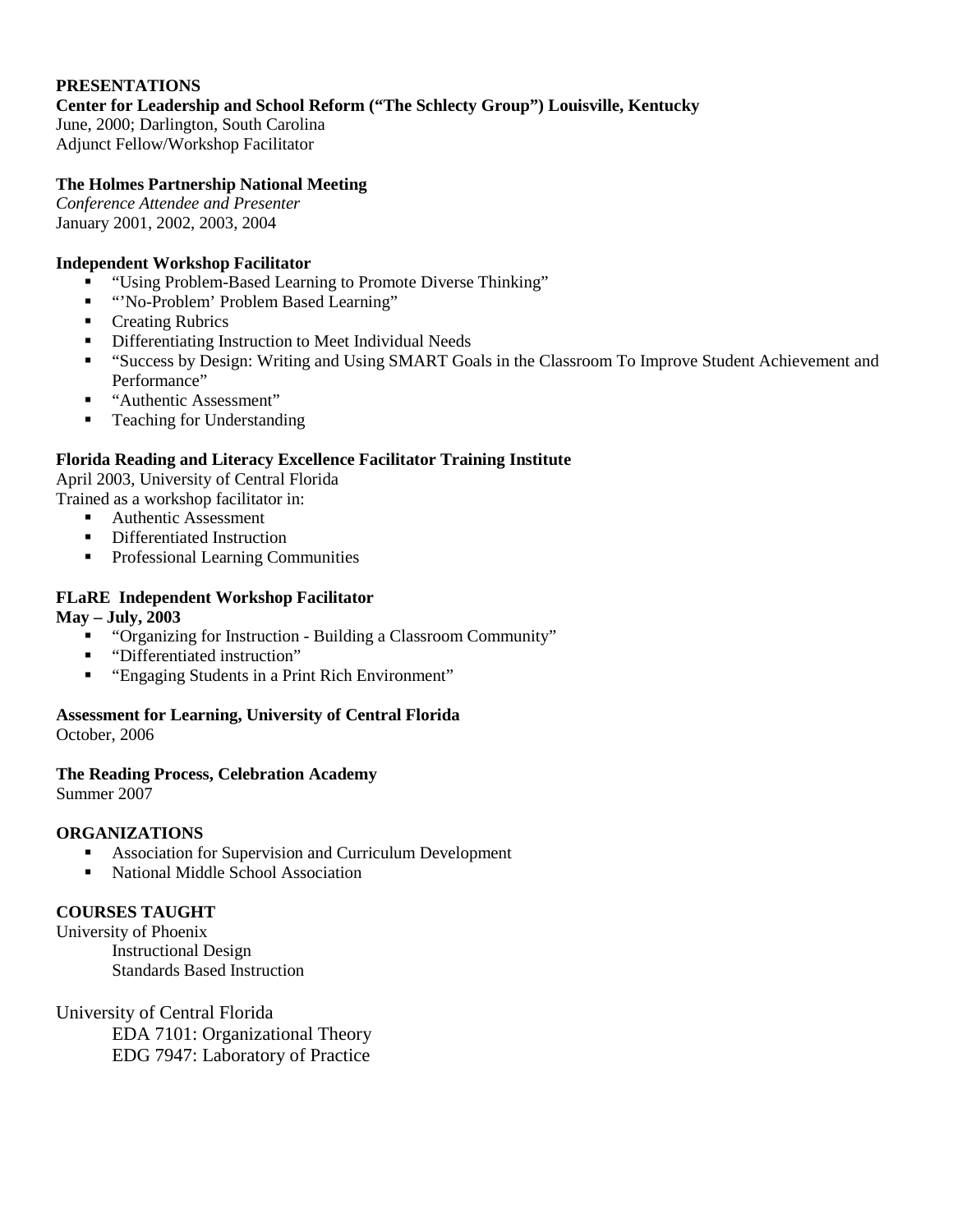## PRESENTATIONS

**Center for Leadership and School Reform ("The Schlecty Group") Louisville, Kentucky**
June, 2000; Darlington, South Carolina
Adjunct Fellow/Workshop Facilitator

**The Holmes Partnership National Meeting**
*Conference Attendee and Presenter*
January 2001, 2002, 2003, 2004

**Independent Workshop Facilitator**

- "Using Problem-Based Learning to Promote Diverse Thinking"
- "'No-Problem' Problem Based Learning"
- Creating Rubrics
- Differentiating Instruction to Meet Individual Needs
- "Success by Design: Writing and Using SMART Goals in the Classroom To Improve Student Achievement and Performance"
- "Authentic Assessment"
- Teaching for Understanding

**Florida Reading and Literacy Excellence Facilitator Training Institute**
April 2003, University of Central Florida
Trained as a workshop facilitator in:

- Authentic Assessment
- Differentiated Instruction
- Professional Learning Communities

**FLaRE Independent Workshop Facilitator**
**May – July, 2003**

- "Organizing for Instruction - Building a Classroom Community"
- "Differentiated instruction"
- "Engaging Students in a Print Rich Environment"

**Assessment for Learning, University of Central Florida**
October, 2006

**The Reading Process, Celebration Academy**
Summer 2007

## ORGANIZATIONS

- Association for Supervision and Curriculum Development
- National Middle School Association

## COURSES TAUGHT

University of Phoenix

- Instructional Design
- Standards Based Instruction

University of Central Florida

- EDA 7101: Organizational Theory
- EDG 7947: Laboratory of Practice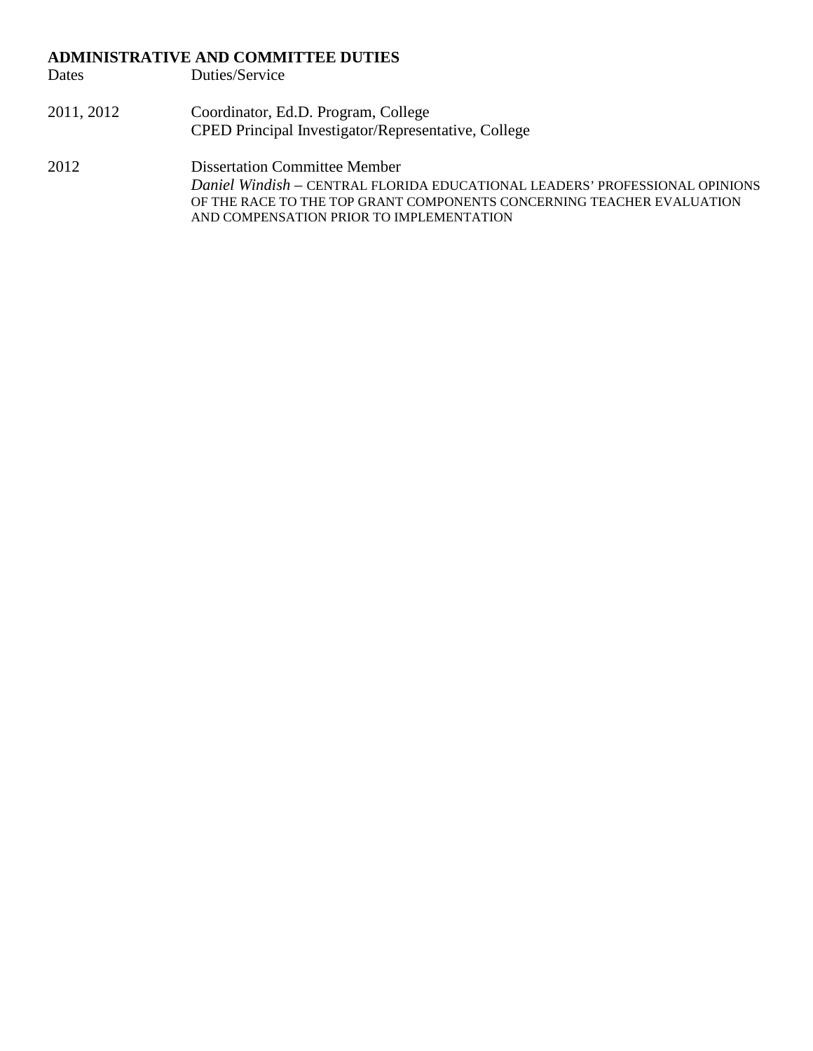**ADMINISTRATIVE AND COMMITTEE DUTIES**

| Dates | Duties/Service |
|---|---|
| 2011, 2012 | Coordinator, Ed.D. Program, College<br>CPED Principal Investigator/Representative, College |
| 2012 | Dissertation Committee Member<br>*Daniel Windish* – CENTRAL FLORIDA EDUCATIONAL LEADERS' PROFESSIONAL OPINIONS OF THE RACE TO THE TOP GRANT COMPONENTS CONCERNING TEACHER EVALUATION AND COMPENSATION PRIOR TO IMPLEMENTATION |